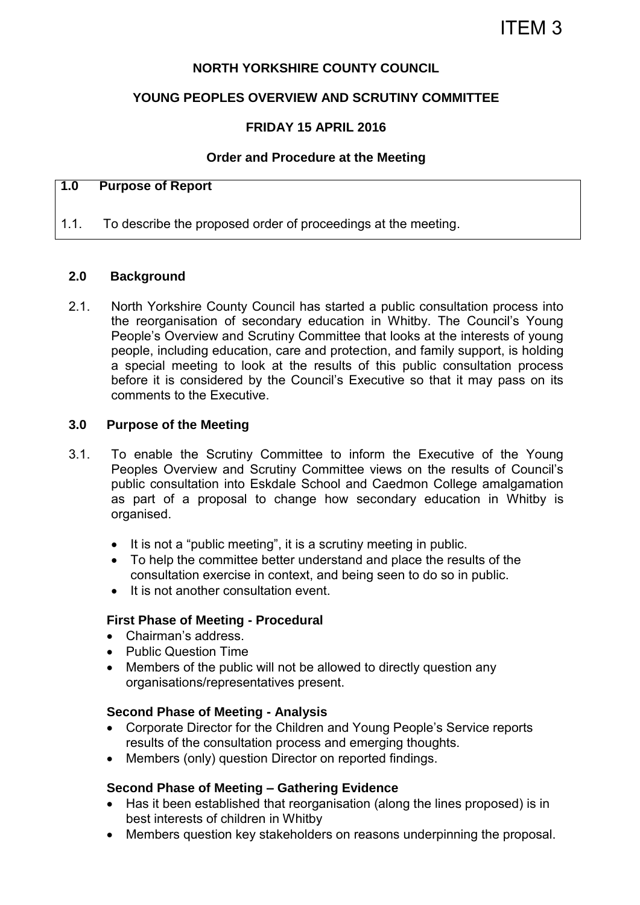ITEM 3

**NORTH YORKSHIRE COUNTY COUNCIL**

**YOUNG PEOPLES OVERVIEW AND SCRUTINY COMMITTEE**

**FRIDAY 15 APRIL 2016**

**Order and Procedure at the Meeting**

## 1.0 Purpose of Report

1.1. To describe the proposed order of proceedings at the meeting.

## 2.0 Background

2.1. North Yorkshire County Council has started a public consultation process into the reorganisation of secondary education in Whitby. The Council's Young People's Overview and Scrutiny Committee that looks at the interests of young people, including education, care and protection, and family support, is holding a special meeting to look at the results of this public consultation process before it is considered by the Council's Executive so that it may pass on its comments to the Executive.

## 3.0 Purpose of the Meeting

3.1. To enable the Scrutiny Committee to inform the Executive of the Young Peoples Overview and Scrutiny Committee views on the results of Council's public consultation into Eskdale School and Caedmon College amalgamation as part of a proposal to change how secondary education in Whitby is organised.

- It is not a "public meeting", it is a scrutiny meeting in public.
- To help the committee better understand and place the results of the consultation exercise in context, and being seen to do so in public.
- It is not another consultation event.

### First Phase of Meeting - Procedural

- Chairman's address.
- Public Question Time
- Members of the public will not be allowed to directly question any organisations/representatives present.

### Second Phase of Meeting - Analysis

- Corporate Director for the Children and Young People's Service reports results of the consultation process and emerging thoughts.
- Members (only) question Director on reported findings.

### Second Phase of Meeting – Gathering Evidence

- Has it been established that reorganisation (along the lines proposed) is in best interests of children in Whitby
- Members question key stakeholders on reasons underpinning the proposal.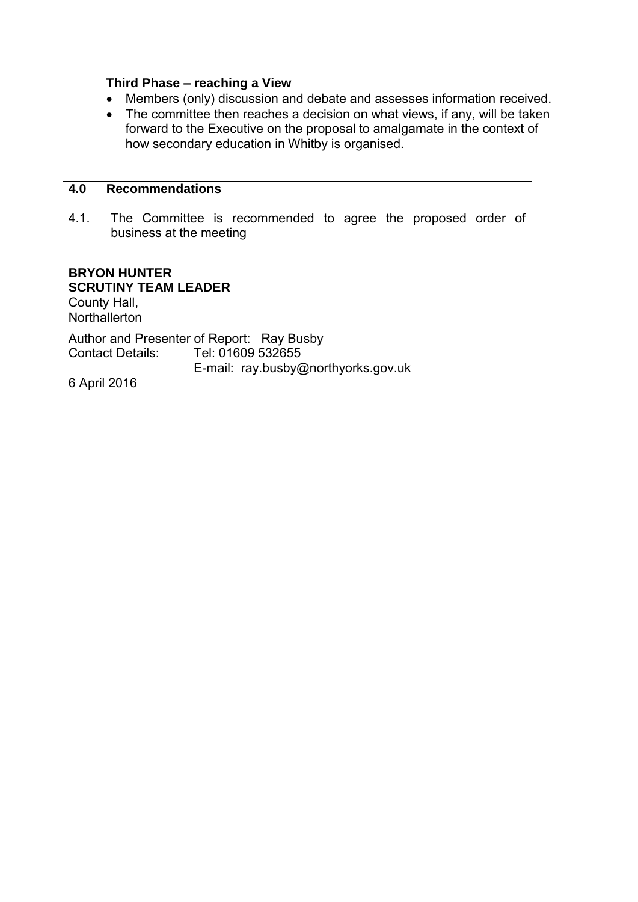**Third Phase – reaching a View**

- Members (only) discussion and debate and assesses information received.
- The committee then reaches a decision on what views, if any, will be taken forward to the Executive on the proposal to amalgamate in the context of how secondary education in Whitby is organised.

## 4.0 Recommendations

4.1. The Committee is recommended to agree the proposed order of business at the meeting

**BRYON HUNTER**
**SCRUTINY TEAM LEADER**
County Hall,
Northallerton

Author and Presenter of Report: Ray Busby
Contact Details: Tel: 01609 532655
E-mail: ray.busby@northyorks.gov.uk

6 April 2016